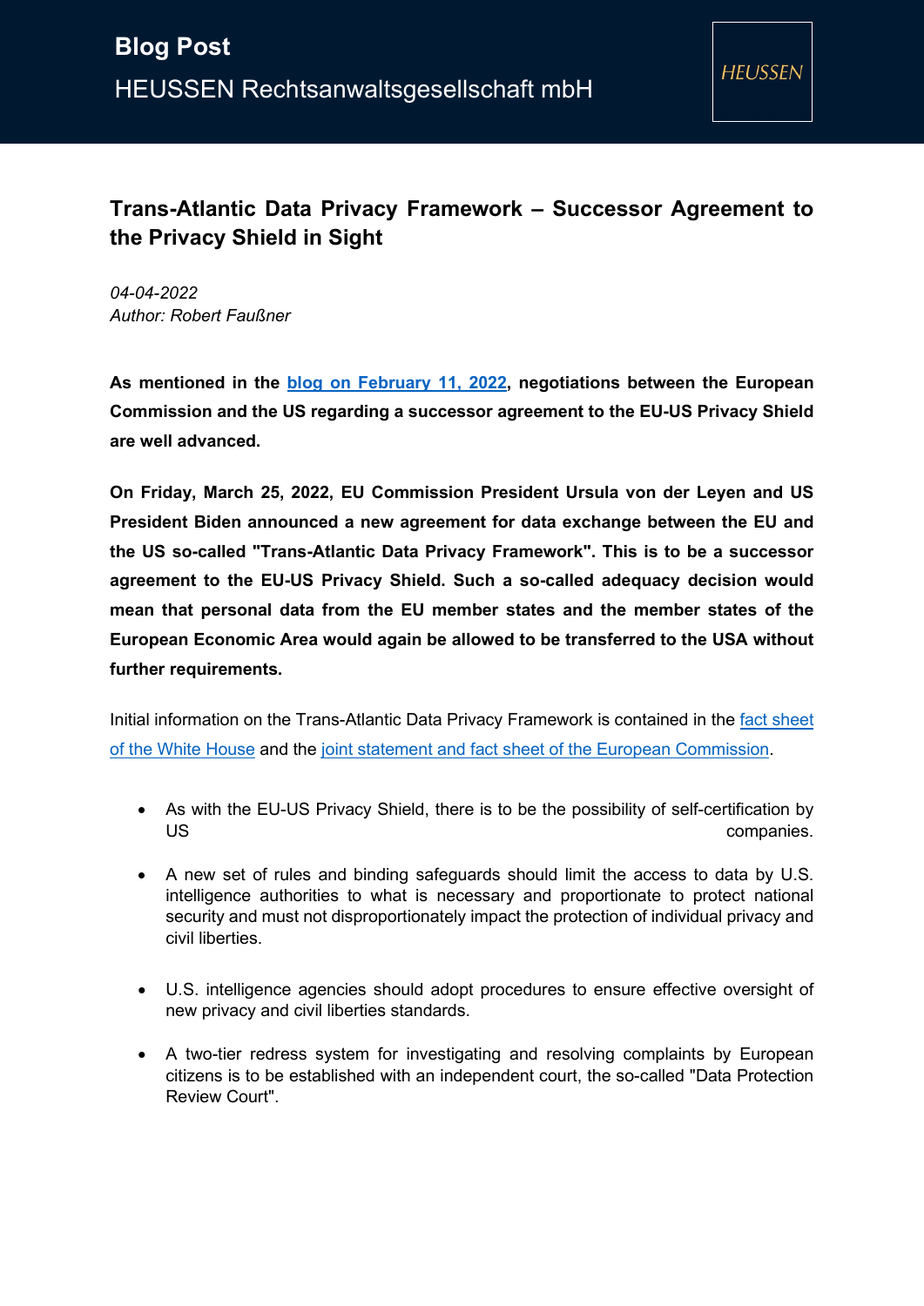**Blog Post**

HEUSSEN Rechtsanwaltsgesellschaft mbH

HEUSSEN

# Trans-Atlantic Data Privacy Framework – Successor Agreement to the Privacy Shield in Sight

*04-04-2022*
*Author: Robert Faußner*

**As mentioned in the [blog on February 11, 2022](), negotiations between the European Commission and the US regarding a successor agreement to the EU-US Privacy Shield are well advanced.**

**On Friday, March 25, 2022, EU Commission President Ursula von der Leyen and US President Biden announced a new agreement for data exchange between the EU and the US so-called "Trans-Atlantic Data Privacy Framework". This is to be a successor agreement to the EU-US Privacy Shield. Such a so-called adequacy decision would mean that personal data from the EU member states and the member states of the European Economic Area would again be allowed to be transferred to the USA without further requirements.**

Initial information on the Trans-Atlantic Data Privacy Framework is contained in the [fact sheet of the White House]() and the [joint statement and fact sheet of the European Commission]().

- As with the EU-US Privacy Shield, there is to be the possibility of self-certification by US companies.
- A new set of rules and binding safeguards should limit the access to data by U.S. intelligence authorities to what is necessary and proportionate to protect national security and must not disproportionately impact the protection of individual privacy and civil liberties.
- U.S. intelligence agencies should adopt procedures to ensure effective oversight of new privacy and civil liberties standards.
- A two-tier redress system for investigating and resolving complaints by European citizens is to be established with an independent court, the so-called "Data Protection Review Court".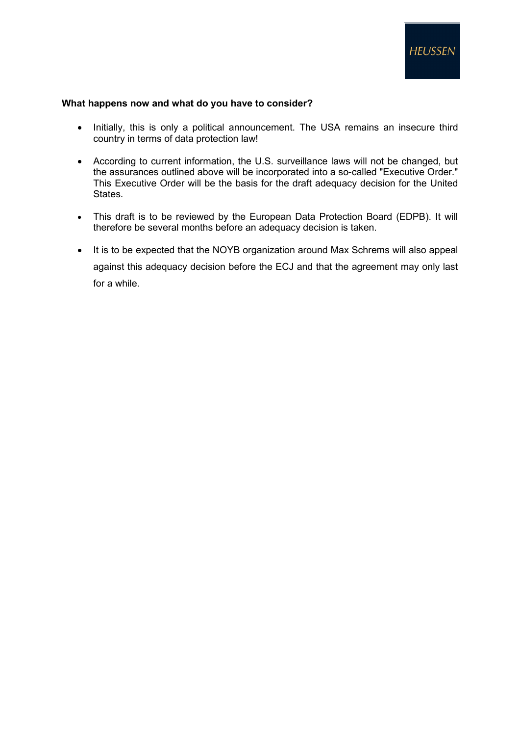**What happens now and what do you have to consider?**

- Initially, this is only a political announcement. The USA remains an insecure third country in terms of data protection law!
- According to current information, the U.S. surveillance laws will not be changed, but the assurances outlined above will be incorporated into a so-called "Executive Order." This Executive Order will be the basis for the draft adequacy decision for the United States.
- This draft is to be reviewed by the European Data Protection Board (EDPB). It will therefore be several months before an adequacy decision is taken.
- It is to be expected that the NOYB organization around Max Schrems will also appeal against this adequacy decision before the ECJ and that the agreement may only last for a while.